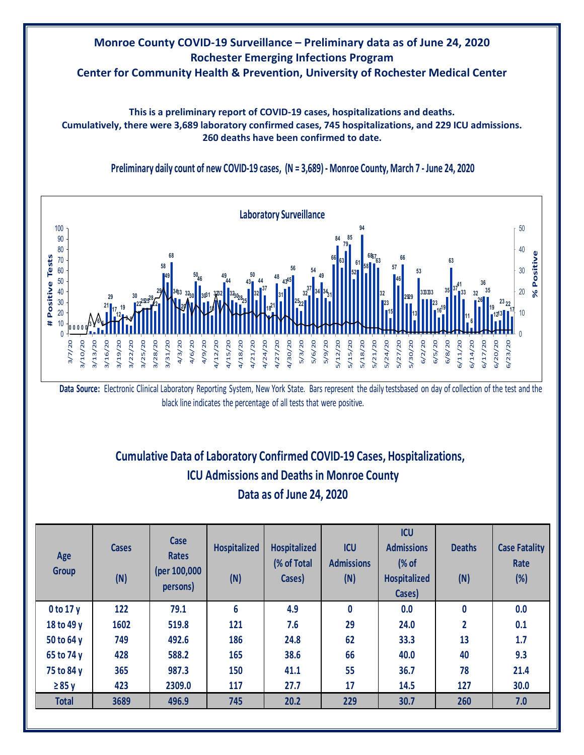# Monroe County COVID-19 Surveillance – Preliminary data as of June 24, 2020
## Rochester Emerging Infections Program
## Center for Community Health & Prevention, University of Rochester Medical Center

**This is a preliminary report of COVID-19 cases, hospitalizations and deaths.**
**Cumulatively, there were 3,689 laboratory confirmed cases, 745 hospitalizations, and 229 ICU admissions.**
**260 deaths have been confirmed to date.**

**Preliminary daily count of new COVID-19 cases, (N = 3,689) - Monroe County, March 7 - June 24, 2020**

**Laboratory Surveillance**

**Data Source:** Electronic Clinical Laboratory Reporting System, New York State. Bars represent the daily testsbased on day of collection of the test and the black line indicates the percentage of all tests that were positive.

## Cumulative Data of Laboratory Confirmed COVID-19 Cases, Hospitalizations, ICU Admissions and Deaths in Monroe County
## Data as of June 24, 2020

| Age Group | Cases (N) | Case Rates (per 100,000 persons) | Hospitalized (N) | Hospitalized (% of Total Cases) | ICU Admissions (N) | ICU Admissions (% of Hospitalized Cases) | Deaths (N) | Case Fatality Rate (%) |
|---|---|---|---|---|---|---|---|---|
| 0 to 17 y | 122 | 79.1 | 6 | 4.9 | 0 | 0.0 | 0 | 0.0 |
| 18 to 49 y | 1602 | 519.8 | 121 | 7.6 | 29 | 24.0 | 2 | 0.1 |
| 50 to 64 y | 749 | 492.6 | 186 | 24.8 | 62 | 33.3 | 13 | 1.7 |
| 65 to 74 y | 428 | 588.2 | 165 | 38.6 | 66 | 40.0 | 40 | 9.3 |
| 75 to 84 y | 365 | 987.3 | 150 | 41.1 | 55 | 36.7 | 78 | 21.4 |
| ≥ 85 y | 423 | 2309.0 | 117 | 27.7 | 17 | 14.5 | 127 | 30.0 |
| **Total** | **3689** | **496.9** | **745** | **20.2** | **229** | **30.7** | **260** | **7.0** |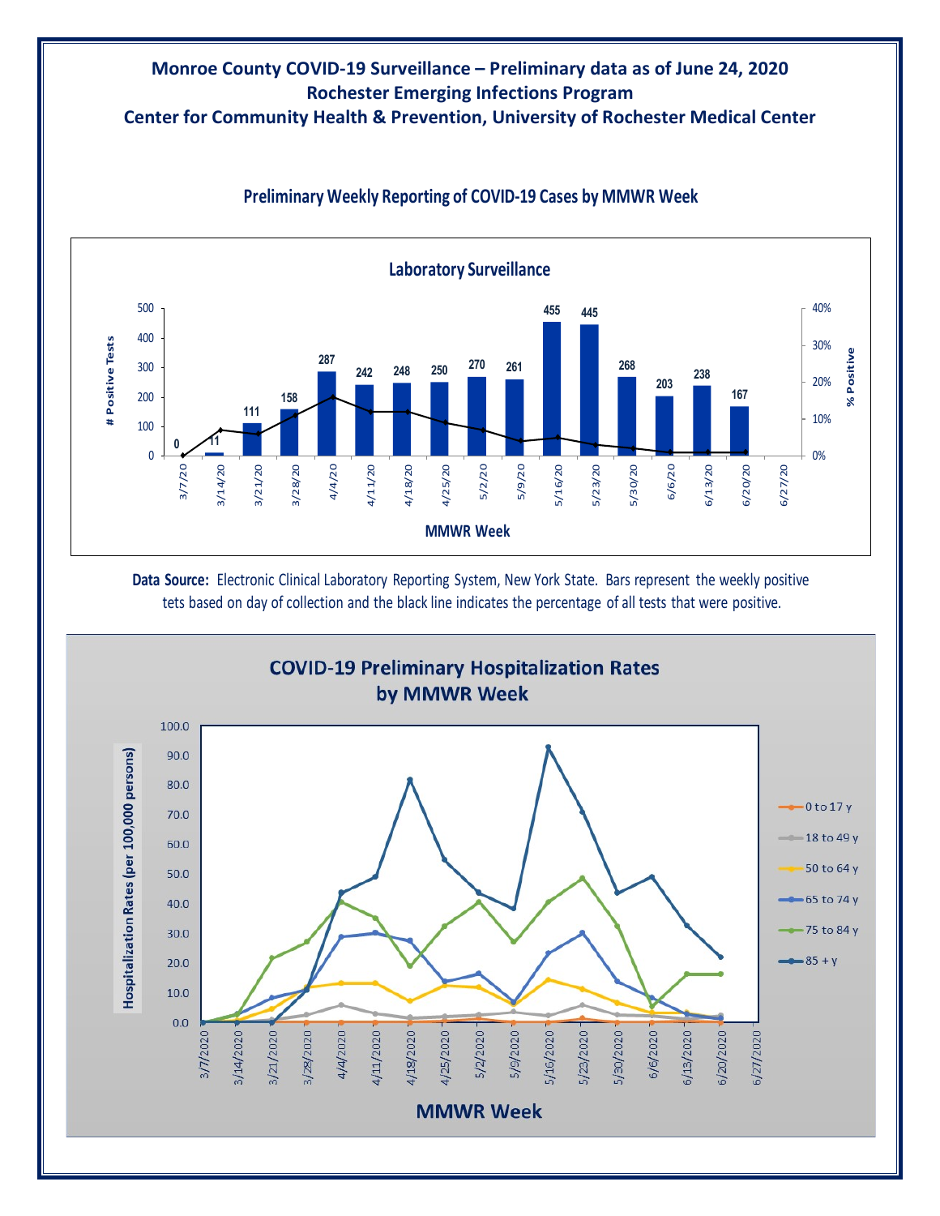# Monroe County COVID-19 Surveillance – Preliminary data as of June 24, 2020
## Rochester Emerging Infections Program
## Center for Community Health & Prevention, University of Rochester Medical Center

### Preliminary Weekly Reporting of COVID-19 Cases by MMWR Week

**Laboratory Surveillance**

| MMWR Week | # Positive Tests |
|---|---|
| 3/7/20 | 0 |
| 3/14/20 | 11 |
| 3/21/20 | 111 |
| 3/28/20 | 158 |
| 4/4/20 | 287 |
| 4/11/20 | 242 |
| 4/18/20 | 248 |
| 4/25/20 | 250 |
| 5/2/20 | 270 |
| 5/9/20 | 261 |
| 5/16/20 | 455 |
| 5/23/20 | 445 |
| 5/30/20 | 268 |
| 6/6/20 | 203 |
| 6/13/20 | 238 |
| 6/20/20 | 167 |
| 6/27/20 | |

**Data Source:** Electronic Clinical Laboratory Reporting System, New York State. Bars represent the weekly positive tets based on day of collection and the black line indicates the percentage of all tests that were positive.

### COVID-19 Preliminary Hospitalization Rates by MMWR Week

Hospitalization Rates (per 100,000 persons) by MMWR Week (3/7/2020 – 6/27/2020), by age group: 0 to 17 y; 18 to 49 y; 50 to 64 y; 65 to 74 y; 75 to 84 y; 85 + y.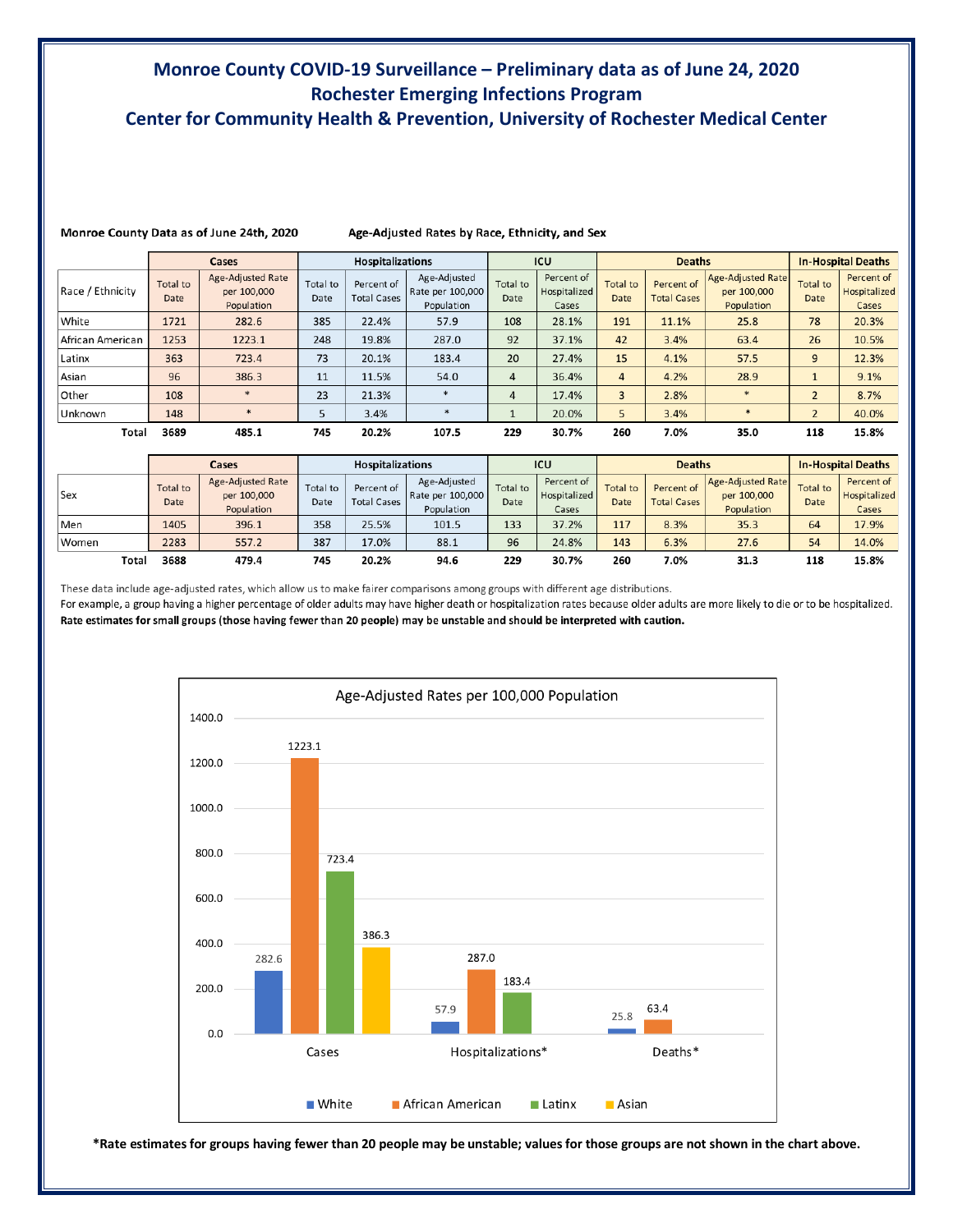# Monroe County COVID-19 Surveillance – Preliminary data as of June 24, 2020

## Rochester Emerging Infections Program

## Center for Community Health & Prevention, University of Rochester Medical Center

**Monroe County Data as of June 24th, 2020** — **Age-Adjusted Rates by Race, Ethnicity, and Sex**

| Race / Ethnicity | Cases | | Hospitalizations | | | ICU | | Deaths | | | In-Hospital Deaths | |
|---|---|---|---|---|---|---|---|---|---|---|---|---|
| | Total to Date | Age-Adjusted Rate per 100,000 Population | Total to Date | Percent of Total Cases | Age-Adjusted Rate per 100,000 Population | Total to Date | Percent of Hospitalized Cases | Total to Date | Percent of Total Cases | Age-Adjusted Rate per 100,000 Population | Total to Date | Percent of Hospitalized Cases |
| White | 1721 | 282.6 | 385 | 22.4% | 57.9 | 108 | 28.1% | 191 | 11.1% | 25.8 | 78 | 20.3% |
| African American | 1253 | 1223.1 | 248 | 19.8% | 287.0 | 92 | 37.1% | 42 | 3.4% | 63.4 | 26 | 10.5% |
| Latinx | 363 | 723.4 | 73 | 20.1% | 183.4 | 20 | 27.4% | 15 | 4.1% | 57.5 | 9 | 12.3% |
| Asian | 96 | 386.3 | 11 | 11.5% | 54.0 | 4 | 36.4% | 4 | 4.2% | 28.9 | 1 | 9.1% |
| Other | 108 | * | 23 | 21.3% | * | 4 | 17.4% | 3 | 2.8% | * | 2 | 8.7% |
| Unknown | 148 | * | 5 | 3.4% | * | 1 | 20.0% | 5 | 3.4% | * | 2 | 40.0% |
| **Total** | **3689** | **485.1** | **745** | **20.2%** | **107.5** | **229** | **30.7%** | **260** | **7.0%** | **35.0** | **118** | **15.8%** |

| Sex | Cases | | Hospitalizations | | | ICU | | Deaths | | | In-Hospital Deaths | |
|---|---|---|---|---|---|---|---|---|---|---|---|---|
| | Total to Date | Age-Adjusted Rate per 100,000 Population | Total to Date | Percent of Total Cases | Age-Adjusted Rate per 100,000 Population | Total to Date | Percent of Hospitalized Cases | Total to Date | Percent of Total Cases | Age-Adjusted Rate per 100,000 Population | Total to Date | Percent of Hospitalized Cases |
| Men | 1405 | 396.1 | 358 | 25.5% | 101.5 | 133 | 37.2% | 117 | 8.3% | 35.3 | 64 | 17.9% |
| Women | 2283 | 557.2 | 387 | 17.0% | 88.1 | 96 | 24.8% | 143 | 6.3% | 27.6 | 54 | 14.0% |
| **Total** | **3688** | **479.4** | **745** | **20.2%** | **94.6** | **229** | **30.7%** | **260** | **7.0%** | **31.3** | **118** | **15.8%** |

These data include age-adjusted rates, which allow us to make fairer comparisons among groups with different age distributions.
For example, a group having a higher percentage of older adults may have higher death or hospitalization rates because older adults are more likely to die or to be hospitalized.
**Rate estimates for small groups (those having fewer than 20 people) may be unstable and should be interpreted with caution.**

Age-Adjusted Rates per 100,000 Population

1400.0
1200.0
1000.0
800.0
600.0
400.0
200.0
0.0

Cases: 282.6, 1223.1, 723.4, 386.3
Hospitalizations*: 57.9, 287.0, 183.4
Deaths*: 25.8, 63.4

White, African American, Latinx, Asian

**\*Rate estimates for groups having fewer than 20 people may be unstable; values for those groups are not shown in the chart above.**